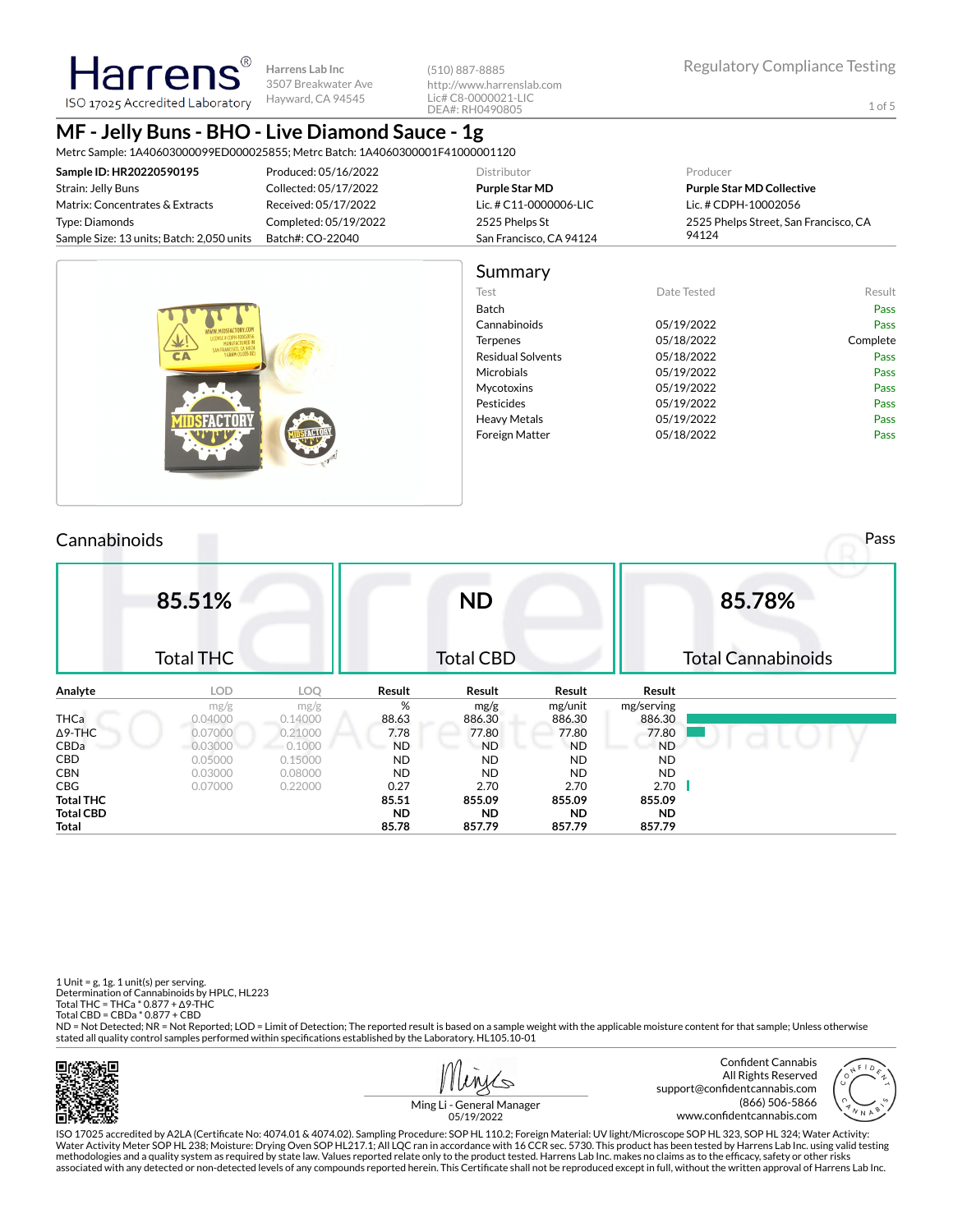Harrens® ISO 17025 Accredited Laboratory

Harrens Lab Inc
3507 Breakwater Ave
Hayward, CA 94545

(510) 887-8885
http://www.harrenslab.com
Lic# C8-0000021-LIC
DEA#: RH0490805

Regulatory Compliance Testing

# MF - Jelly Buns - BHO - Live Diamond Sauce - 1g

Metrc Sample: 1A40603000099ED000025855; Metrc Batch: 1A4060300001F41000001120

| | | Distributor | Producer |
|---|---|---|---|
| **Sample ID: HR20220590195** | Produced: 05/16/2022 | **Purple Star MD** | **Purple Star MD Collective** |
| Strain: Jelly Buns | Collected: 05/17/2022 | Lic. # C11-0000006-LIC | Lic. # CDPH-10002056 |
| Matrix: Concentrates & Extracts | Received: 05/17/2022 | 2525 Phelps St | 2525 Phelps Street, San Francisco, CA 94124 |
| Type: Diamonds | Completed: 05/19/2022 | San Francisco, CA 94124 | |
| Sample Size: 13 units; Batch: 2,050 units | Batch#: CO-22040 | | |

## Summary

| Test | Date Tested | Result |
|---|---|---|
| Batch | | Pass |
| Cannabinoids | 05/19/2022 | Pass |
| Terpenes | 05/18/2022 | Complete |
| Residual Solvents | 05/18/2022 | Pass |
| Microbials | 05/19/2022 | Pass |
| Mycotoxins | 05/19/2022 | Pass |
| Pesticides | 05/19/2022 | Pass |
| Heavy Metals | 05/19/2022 | Pass |
| Foreign Matter | 05/18/2022 | Pass |

## Cannabinoids

Pass

**85.51%** Total THC

**ND** Total CBD

**85.78%** Total Cannabinoids

| Analyte | LOD | LOQ | Result | Result | Result | Result |
|---|---|---|---|---|---|---|
| | mg/g | mg/g | % | mg/g | mg/unit | mg/serving |
| THCa | 0.04000 | 0.14000 | 88.63 | 886.30 | 886.30 | 886.30 |
| Δ9-THC | 0.07000 | 0.21000 | 7.78 | 77.80 | 77.80 | 77.80 |
| CBDa | 0.03000 | 0.1000 | ND | ND | ND | ND |
| CBD | 0.05000 | 0.15000 | ND | ND | ND | ND |
| CBN | 0.03000 | 0.08000 | ND | ND | ND | ND |
| CBG | 0.07000 | 0.22000 | 0.27 | 2.70 | 2.70 | 2.70 |
| **Total THC** | | | **85.51** | **855.09** | **855.09** | **855.09** |
| **Total CBD** | | | **ND** | **ND** | **ND** | **ND** |
| **Total** | | | **85.78** | **857.79** | **857.79** | **857.79** |

1 Unit = g, 1g. 1 unit(s) per serving.
Determination of Cannabinoids by HPLC, HL223
Total THC = THCa * 0.877 + Δ9-THC
Total CBD = CBDa * 0.877 + CBD
ND = Not Detected; NR = Not Reported; LOD = Limit of Detection; The reported result is based on a sample weight with the applicable moisture content for that sample; Unless otherwise stated all quality control samples performed within specifications established by the Laboratory. HL105.10-01

Ming Li - General Manager
05/19/2022

Confident Cannabis
All Rights Reserved
support@confidentcannabis.com
(866) 506-5866
www.confidentcannabis.com

ISO 17025 accredited by A2LA (Certificate No: 4074.01 & 4074.02). Sampling Procedure: SOP HL 110.2; Foreign Material: UV light/Microscope SOP HL 323, SOP HL 324; Water Activity: Water Activity Meter SOP HL 238; Moisture: Drying Oven SOP HL217.1; All LQC ran in accordance with 16 CCR sec. 5730. This product has been tested by Harrens Lab Inc. using valid testing methodologies and a quality system as required by state law. Values reported relate only to the product tested. Harrens Lab Inc. makes no claims as to the efficacy, safety or other risks associated with any detected or non-detected levels of any compounds reported herein. This Certificate shall not be reproduced except in full, without the written approval of Harrens Lab Inc.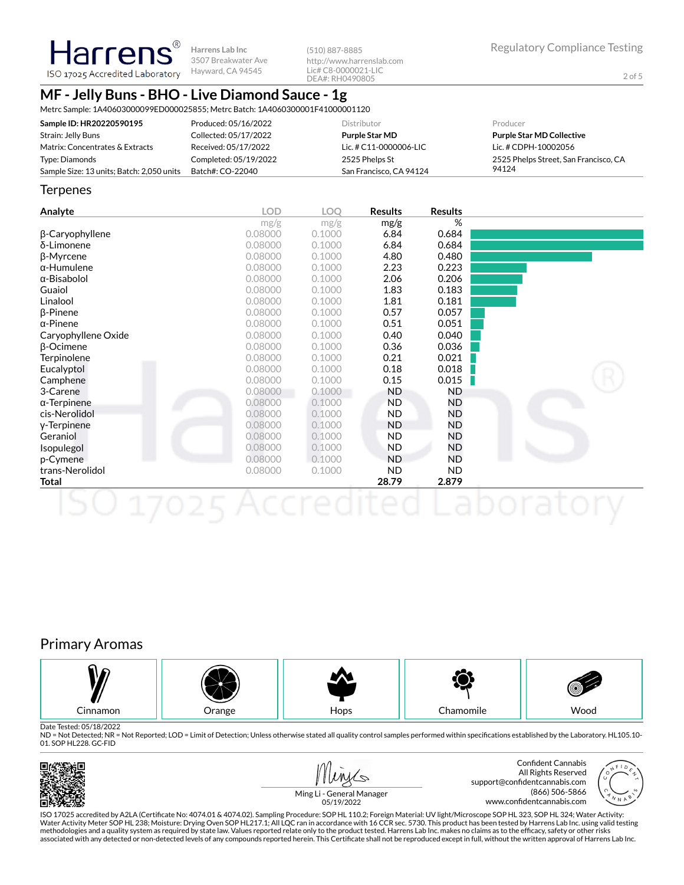Harrens® ISO 17025 Accredited Laboratory

Harrens Lab Inc
3507 Breakwater Ave
Hayward, CA 94545

(510) 887-8885
http://www.harrenslab.com
Lic# C8-0000021-LIC
DEA#: RH0490805

Regulatory Compliance Testing

# MF - Jelly Buns - BHO - Live Diamond Sauce - 1g

Metrc Sample: 1A40603000099ED000025855; Metrc Batch: 1A4060300001F41000001120

| | | Distributor | Producer |
|---|---|---|---|
| **Sample ID: HR20220590195** | Produced: 05/16/2022 | **Purple Star MD** | **Purple Star MD Collective** |
| Strain: Jelly Buns | Collected: 05/17/2022 | Lic. # C11-0000006-LIC | Lic. # CDPH-10002056 |
| Matrix: Concentrates & Extracts | Received: 05/17/2022 | 2525 Phelps St | 2525 Phelps Street, San Francisco, CA 94124 |
| Type: Diamonds | Completed: 05/19/2022 | San Francisco, CA 94124 | |
| Sample Size: 13 units; Batch: 2,050 units | Batch#: CO-22040 | | |

## Terpenes

| Analyte | LOD | LOQ | Results | Results |
|---|---|---|---|---|
| | mg/g | mg/g | mg/g | % |
| β-Caryophyllene | 0.08000 | 0.1000 | 6.84 | 0.684 |
| δ-Limonene | 0.08000 | 0.1000 | 6.84 | 0.684 |
| β-Myrcene | 0.08000 | 0.1000 | 4.80 | 0.480 |
| α-Humulene | 0.08000 | 0.1000 | 2.23 | 0.223 |
| α-Bisabolol | 0.08000 | 0.1000 | 2.06 | 0.206 |
| Guaiol | 0.08000 | 0.1000 | 1.83 | 0.183 |
| Linalool | 0.08000 | 0.1000 | 1.81 | 0.181 |
| β-Pinene | 0.08000 | 0.1000 | 0.57 | 0.057 |
| α-Pinene | 0.08000 | 0.1000 | 0.51 | 0.051 |
| Caryophyllene Oxide | 0.08000 | 0.1000 | 0.40 | 0.040 |
| β-Ocimene | 0.08000 | 0.1000 | 0.36 | 0.036 |
| Terpinolene | 0.08000 | 0.1000 | 0.21 | 0.021 |
| Eucalyptol | 0.08000 | 0.1000 | 0.18 | 0.018 |
| Camphene | 0.08000 | 0.1000 | 0.15 | 0.015 |
| 3-Carene | 0.08000 | 0.1000 | ND | ND |
| α-Terpinene | 0.08000 | 0.1000 | ND | ND |
| cis-Nerolidol | 0.08000 | 0.1000 | ND | ND |
| γ-Terpinene | 0.08000 | 0.1000 | ND | ND |
| Geraniol | 0.08000 | 0.1000 | ND | ND |
| Isopulegol | 0.08000 | 0.1000 | ND | ND |
| p-Cymene | 0.08000 | 0.1000 | ND | ND |
| trans-Nerolidol | 0.08000 | 0.1000 | ND | ND |
| **Total** | | | **28.79** | **2.879** |

## Primary Aromas

Cinnamon | Orange | Hops | Chamomile | Wood

Date Tested: 05/18/2022
ND = Not Detected; NR = Not Reported; LOD = Limit of Detection; Unless otherwise stated all quality control samples performed within specifications established by the Laboratory. HL105.10-01. SOP HL228. GC-FID

Ming Li - General Manager
05/19/2022

Confident Cannabis
All Rights Reserved
support@confidentcannabis.com
(866) 506-5866
www.confidentcannabis.com

ISO 17025 accredited by A2LA (Certificate No: 4074.01 & 4074.02). Sampling Procedure: SOP HL 110.2; Foreign Material: UV light/Microscope SOP HL 323, SOP HL 324; Water Activity: Water Activity Meter SOP HL 238; Moisture: Drying Oven SOP HL217.1; All LQC ran in accordance with 16 CCR sec. 5730. This product has been tested by Harrens Lab Inc. using valid testing methodologies and a quality system as required by state law. Values reported relate only to the product tested. Harrens Lab Inc. makes no claims as to the efficacy, safety or other risks associated with any detected or non-detected levels of any compounds reported herein. This Certificate shall not be reproduced except in full, without the written approval of Harrens Lab Inc.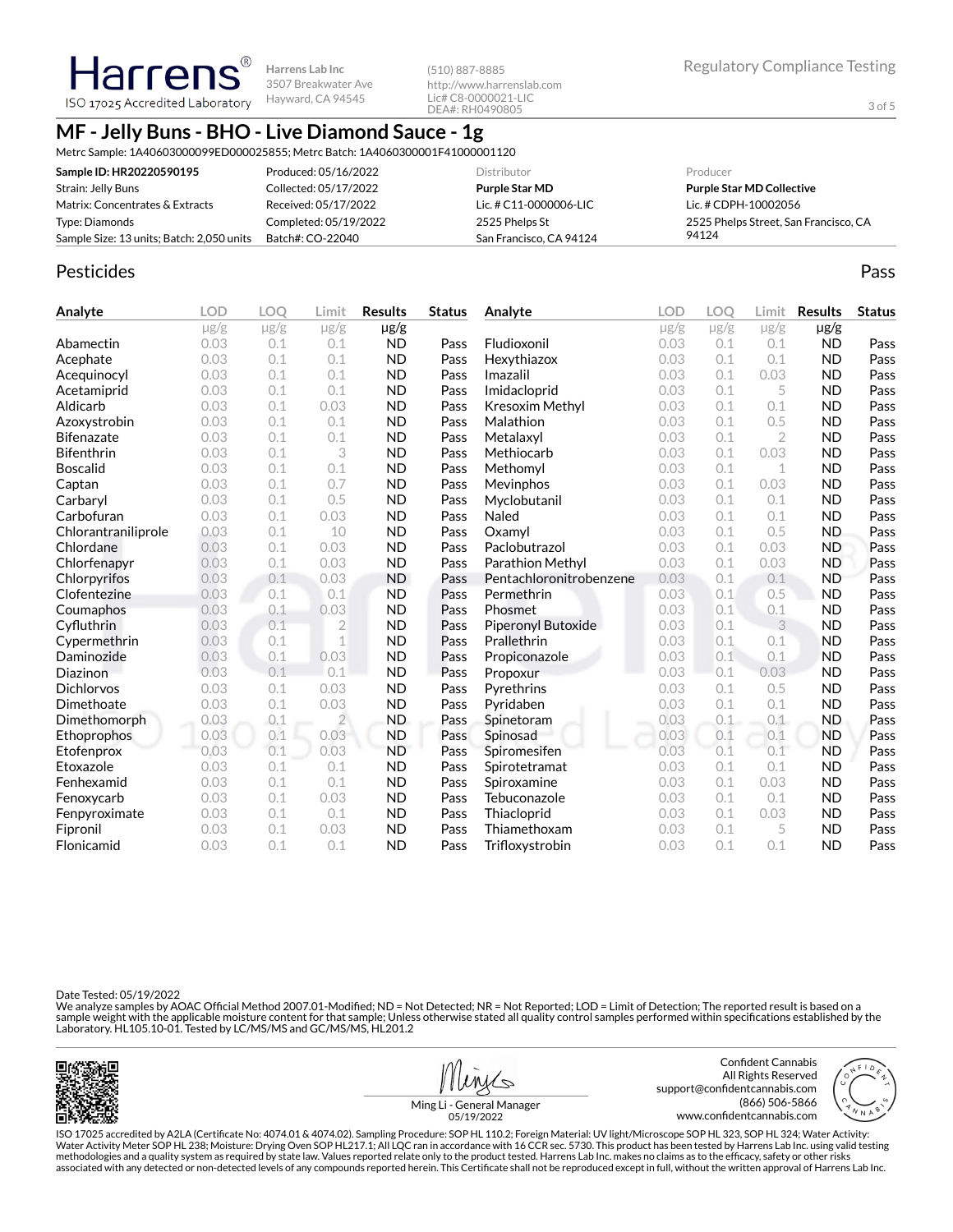Harrens

ISO 17025 Accredited Laboratory

Harrens Lab Inc
3507 Breakwater Ave
Hayward, CA 94545

(510) 887-8885
http://www.harrenslab.com
Lic# C8-0000021-LIC
DEA#: RH0490805

Regulatory Compliance Testing

# MF - Jelly Buns - BHO - Live Diamond Sauce - 1g

Metrc Sample: 1A40603000099ED000025855; Metrc Batch: 1A4060300001F41000001120

| | | | |
|---|---|---|---|
| **Sample ID: HR20220590195** | Produced: 05/16/2022 | Distributor | Producer |
| Strain: Jelly Buns | Collected: 05/17/2022 | **Purple Star MD** | **Purple Star MD Collective** |
| Matrix: Concentrates & Extracts | Received: 05/17/2022 | Lic. # C11-0000006-LIC | Lic. # CDPH-10002056 |
| Type: Diamonds | Completed: 05/19/2022 | 2525 Phelps St | 2525 Phelps Street, San Francisco, CA 94124 |
| Sample Size: 13 units; Batch: 2,050 units | Batch#: CO-22040 | San Francisco, CA 94124 | |

## Pesticides

Pass

| Analyte | LOD µg/g | LOQ µg/g | Limit µg/g | Results µg/g | Status |
|---|---|---|---|---|---|
| Abamectin | 0.03 | 0.1 | 0.1 | ND | Pass |
| Acephate | 0.03 | 0.1 | 0.1 | ND | Pass |
| Acequinocyl | 0.03 | 0.1 | 0.1 | ND | Pass |
| Acetamiprid | 0.03 | 0.1 | 0.1 | ND | Pass |
| Aldicarb | 0.03 | 0.1 | 0.03 | ND | Pass |
| Azoxystrobin | 0.03 | 0.1 | 0.1 | ND | Pass |
| Bifenazate | 0.03 | 0.1 | 0.1 | ND | Pass |
| Bifenthrin | 0.03 | 0.1 | 3 | ND | Pass |
| Boscalid | 0.03 | 0.1 | 0.1 | ND | Pass |
| Captan | 0.03 | 0.1 | 0.7 | ND | Pass |
| Carbaryl | 0.03 | 0.1 | 0.5 | ND | Pass |
| Carbofuran | 0.03 | 0.1 | 0.03 | ND | Pass |
| Chlorantraniliprole | 0.03 | 0.1 | 10 | ND | Pass |
| Chlordane | 0.03 | 0.1 | 0.03 | ND | Pass |
| Chlorfenapyr | 0.03 | 0.1 | 0.03 | ND | Pass |
| Chlorpyrifos | 0.03 | 0.1 | 0.03 | ND | Pass |
| Clofentezine | 0.03 | 0.1 | 0.1 | ND | Pass |
| Coumaphos | 0.03 | 0.1 | 0.03 | ND | Pass |
| Cyfluthrin | 0.03 | 0.1 | 2 | ND | Pass |
| Cypermethrin | 0.03 | 0.1 | 1 | ND | Pass |
| Daminozide | 0.03 | 0.1 | 0.03 | ND | Pass |
| Diazinon | 0.03 | 0.1 | 0.1 | ND | Pass |
| Dichlorvos | 0.03 | 0.1 | 0.03 | ND | Pass |
| Dimethoate | 0.03 | 0.1 | 0.03 | ND | Pass |
| Dimethomorph | 0.03 | 0.1 | 2 | ND | Pass |
| Ethoprophos | 0.03 | 0.1 | 0.03 | ND | Pass |
| Etofenprox | 0.03 | 0.1 | 0.03 | ND | Pass |
| Etoxazole | 0.03 | 0.1 | 0.1 | ND | Pass |
| Fenhexamid | 0.03 | 0.1 | 0.1 | ND | Pass |
| Fenoxycarb | 0.03 | 0.1 | 0.03 | ND | Pass |
| Fenpyroximate | 0.03 | 0.1 | 0.1 | ND | Pass |
| Fipronil | 0.03 | 0.1 | 0.03 | ND | Pass |
| Flonicamid | 0.03 | 0.1 | 0.1 | ND | Pass |
| Fludioxonil | 0.03 | 0.1 | 0.1 | ND | Pass |
| Hexythiazox | 0.03 | 0.1 | 0.1 | ND | Pass |
| Imazalil | 0.03 | 0.1 | 0.03 | ND | Pass |
| Imidacloprid | 0.03 | 0.1 | 5 | ND | Pass |
| Kresoxim Methyl | 0.03 | 0.1 | 0.1 | ND | Pass |
| Malathion | 0.03 | 0.1 | 0.5 | ND | Pass |
| Metalaxyl | 0.03 | 0.1 | 2 | ND | Pass |
| Methiocarb | 0.03 | 0.1 | 0.03 | ND | Pass |
| Methomyl | 0.03 | 0.1 | 1 | ND | Pass |
| Mevinphos | 0.03 | 0.1 | 0.03 | ND | Pass |
| Myclobutanil | 0.03 | 0.1 | 0.1 | ND | Pass |
| Naled | 0.03 | 0.1 | 0.1 | ND | Pass |
| Oxamyl | 0.03 | 0.1 | 0.5 | ND | Pass |
| Paclobutrazol | 0.03 | 0.1 | 0.03 | ND | Pass |
| Parathion Methyl | 0.03 | 0.1 | 0.03 | ND | Pass |
| Pentachloronitrobenzene | 0.03 | 0.1 | 0.1 | ND | Pass |
| Permethrin | 0.03 | 0.1 | 0.5 | ND | Pass |
| Phosmet | 0.03 | 0.1 | 0.1 | ND | Pass |
| Piperonyl Butoxide | 0.03 | 0.1 | 3 | ND | Pass |
| Prallethrin | 0.03 | 0.1 | 0.1 | ND | Pass |
| Propiconazole | 0.03 | 0.1 | 0.1 | ND | Pass |
| Propoxur | 0.03 | 0.1 | 0.03 | ND | Pass |
| Pyrethrins | 0.03 | 0.1 | 0.5 | ND | Pass |
| Pyridaben | 0.03 | 0.1 | 0.1 | ND | Pass |
| Spinetoram | 0.03 | 0.1 | 0.1 | ND | Pass |
| Spinosad | 0.03 | 0.1 | 0.1 | ND | Pass |
| Spiromesifen | 0.03 | 0.1 | 0.1 | ND | Pass |
| Spirotetramat | 0.03 | 0.1 | 0.1 | ND | Pass |
| Spiroxamine | 0.03 | 0.1 | 0.03 | ND | Pass |
| Tebuconazole | 0.03 | 0.1 | 0.1 | ND | Pass |
| Thiacloprid | 0.03 | 0.1 | 0.03 | ND | Pass |
| Thiamethoxam | 0.03 | 0.1 | 5 | ND | Pass |
| Trifloxystrobin | 0.03 | 0.1 | 0.1 | ND | Pass |

Date Tested: 05/19/2022
We analyze samples by AOAC Official Method 2007.01-Modified; ND = Not Detected; NR = Not Reported; LOD = Limit of Detection; The reported result is based on a sample weight with the applicable moisture content for that sample; Unless otherwise stated all quality control samples performed within specifications established by the Laboratory. HL105.10-01. Tested by LC/MS/MS and GC/MS/MS, HL201.2

Ming Li - General Manager
05/19/2022

Confident Cannabis
All Rights Reserved
support@confidentcannabis.com
(866) 506-5866
www.confidentcannabis.com

ISO 17025 accredited by A2LA (Certificate No: 4074.01 & 4074.02). Sampling Procedure: SOP HL 110.2; Foreign Material: UV light/Microscope SOP HL 323, SOP HL 324; Water Activity: Water Activity Meter SOP HL 238; Moisture: Drying Oven SOP HL217.1; All LQC ran in accordance with 16 CCR sec. 5730. This product has been tested by Harrens Lab Inc. using valid testing methodologies and a quality system as required by state law. Values reported relate only to the product tested. Harrens Lab Inc. makes no claims as to the efficacy, safety or other risks associated with any detected or non-detected levels of any compounds reported herein. This Certificate shall not be reproduced except in full, without the written approval of Harrens Lab Inc.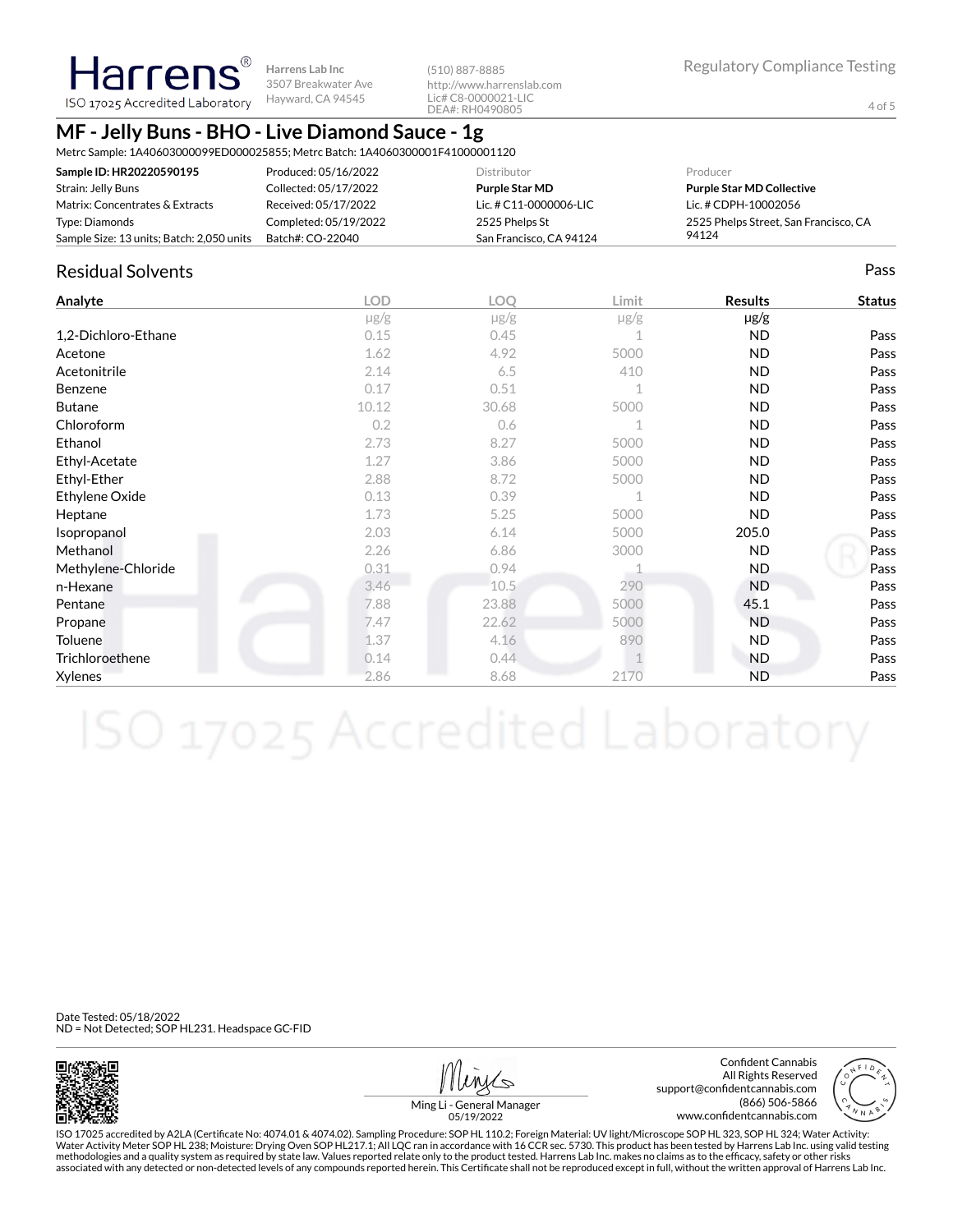Harrens® ISO 17025 Accredited Laboratory

Harrens Lab Inc
3507 Breakwater Ave
Hayward, CA 94545

(510) 887-8885
http://www.harrenslab.com
Lic# C8-0000021-LIC
DEA#: RH0490805

Regulatory Compliance Testing

# MF - Jelly Buns - BHO - Live Diamond Sauce - 1g

Metrc Sample: 1A40603000099ED000025855; Metrc Batch: 1A4060300001F41000001120

| | | | |
|---|---|---|---|
| **Sample ID: HR20220590195** | Produced: 05/16/2022 | Distributor | Producer |
| Strain: Jelly Buns | Collected: 05/17/2022 | **Purple Star MD** | **Purple Star MD Collective** |
| Matrix: Concentrates & Extracts | Received: 05/17/2022 | Lic. # C11-0000006-LIC | Lic. # CDPH-10002056 |
| Type: Diamonds | Completed: 05/19/2022 | 2525 Phelps St | 2525 Phelps Street, San Francisco, CA 94124 |
| Sample Size: 13 units; Batch: 2,050 units | Batch#: CO-22040 | San Francisco, CA 94124 | |

## Residual Solvents

Pass

| Analyte | LOD | LOQ | Limit | Results | Status |
|---|---|---|---|---|---|
| | µg/g | µg/g | µg/g | µg/g | |
| 1,2-Dichloro-Ethane | 0.15 | 0.45 | 1 | ND | Pass |
| Acetone | 1.62 | 4.92 | 5000 | ND | Pass |
| Acetonitrile | 2.14 | 6.5 | 410 | ND | Pass |
| Benzene | 0.17 | 0.51 | 1 | ND | Pass |
| Butane | 10.12 | 30.68 | 5000 | ND | Pass |
| Chloroform | 0.2 | 0.6 | 1 | ND | Pass |
| Ethanol | 2.73 | 8.27 | 5000 | ND | Pass |
| Ethyl-Acetate | 1.27 | 3.86 | 5000 | ND | Pass |
| Ethyl-Ether | 2.88 | 8.72 | 5000 | ND | Pass |
| Ethylene Oxide | 0.13 | 0.39 | 1 | ND | Pass |
| Heptane | 1.73 | 5.25 | 5000 | ND | Pass |
| Isopropanol | 2.03 | 6.14 | 5000 | 205.0 | Pass |
| Methanol | 2.26 | 6.86 | 3000 | ND | Pass |
| Methylene-Chloride | 0.31 | 0.94 | 1 | ND | Pass |
| n-Hexane | 3.46 | 10.5 | 290 | ND | Pass |
| Pentane | 7.88 | 23.88 | 5000 | 45.1 | Pass |
| Propane | 7.47 | 22.62 | 5000 | ND | Pass |
| Toluene | 1.37 | 4.16 | 890 | ND | Pass |
| Trichloroethene | 0.14 | 0.44 | 1 | ND | Pass |
| Xylenes | 2.86 | 8.68 | 2170 | ND | Pass |

Date Tested: 05/18/2022
ND = Not Detected; SOP HL231. Headspace GC-FID

Ming Li - General Manager
05/19/2022

Confident Cannabis
All Rights Reserved
support@confidentcannabis.com
(866) 506-5866
www.confidentcannabis.com

ISO 17025 accredited by A2LA (Certificate No: 4074.01 & 4074.02). Sampling Procedure: SOP HL 110.2; Foreign Material: UV light/Microscope SOP HL 323, SOP HL 324; Water Activity: Water Activity Meter SOP HL 238; Moisture: Drying Oven SOP HL217.1; All LQC ran in accordance with 16 CCR sec. 5730. This product has been tested by Harrens Lab Inc. using valid testing methodologies and a quality system as required by state law. Values reported relate only to the product tested. Harrens Lab Inc. makes no claims as to the efficacy, safety or other risks associated with any detected or non-detected levels of any compounds reported herein. This Certificate shall not be reproduced except in full, without the written approval of Harrens Lab Inc.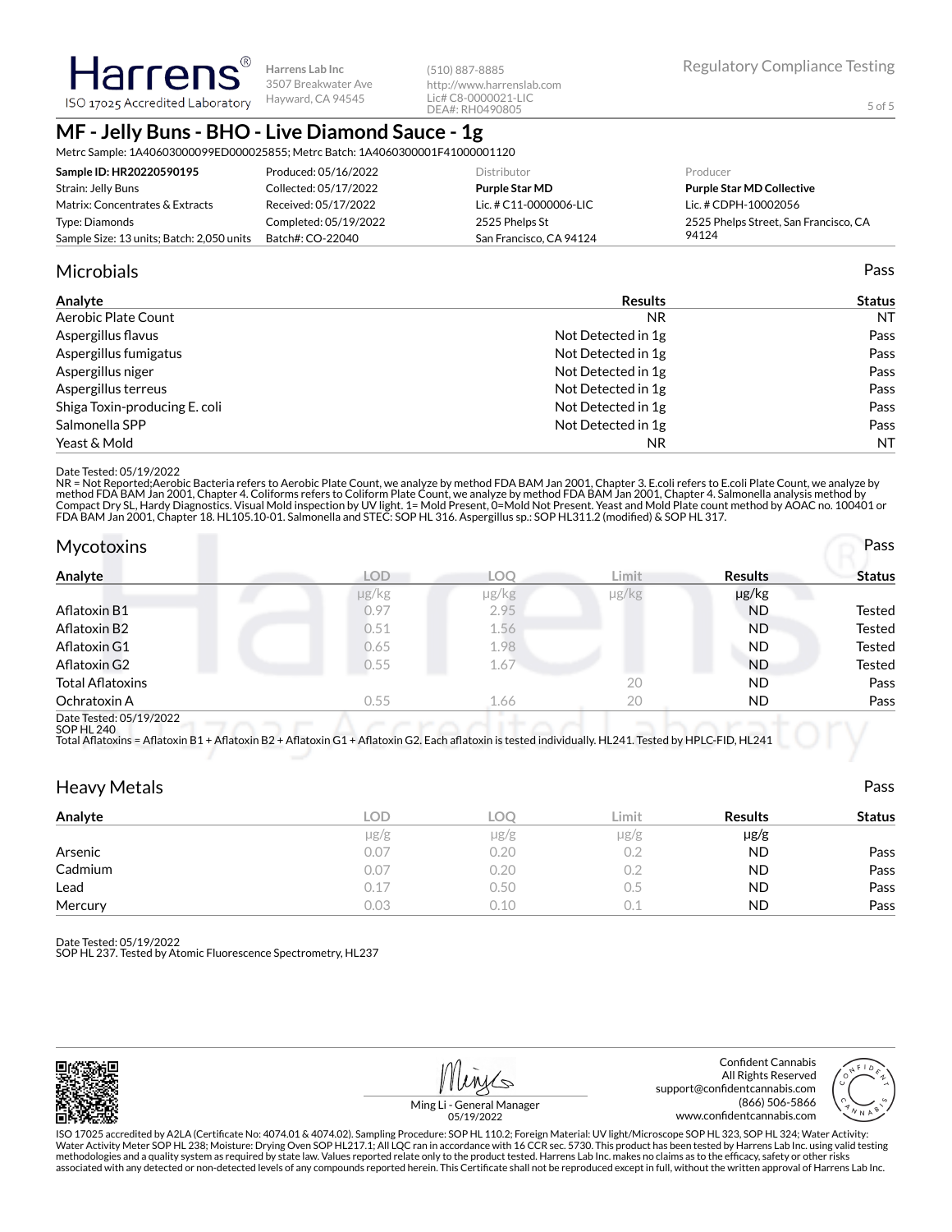Harrens®
ISO 17025 Accredited Laboratory

Harrens Lab Inc
3507 Breakwater Ave
Hayward, CA 94545

(510) 887-8885
http://www.harrenslab.com
Lic# C8-0000021-LIC
DEA#: RH0490805

Regulatory Compliance Testing

# MF - Jelly Buns - BHO - Live Diamond Sauce - 1g

Metrc Sample: 1A40603000099ED000025855; Metrc Batch: 1A4060300001F41000001120

| | | Distributor | Producer |
|---|---|---|---|
| **Sample ID: HR20220590195** | Produced: 05/16/2022 | **Purple Star MD** | **Purple Star MD Collective** |
| Strain: Jelly Buns | Collected: 05/17/2022 | Lic. # C11-0000006-LIC | Lic. # CDPH-10002056 |
| Matrix: Concentrates & Extracts | Received: 05/17/2022 | 2525 Phelps St | 2525 Phelps Street, San Francisco, CA 94124 |
| Type: Diamonds | Completed: 05/19/2022 | San Francisco, CA 94124 | |
| Sample Size: 13 units; Batch: 2,050 units | Batch#: CO-22040 | | |

## Microbials

Pass

| Analyte | Results | Status |
|---|---|---|
| Aerobic Plate Count | NR | NT |
| Aspergillus flavus | Not Detected in 1g | Pass |
| Aspergillus fumigatus | Not Detected in 1g | Pass |
| Aspergillus niger | Not Detected in 1g | Pass |
| Aspergillus terreus | Not Detected in 1g | Pass |
| Shiga Toxin-producing E. coli | Not Detected in 1g | Pass |
| Salmonella SPP | Not Detected in 1g | Pass |
| Yeast & Mold | NR | NT |

Date Tested: 05/19/2022
NR = Not Reported;Aerobic Bacteria refers to Aerobic Plate Count, we analyze by method FDA BAM Jan 2001, Chapter 3. E.coli refers to E.coli Plate Count, we analyze by method FDA BAM Jan 2001, Chapter 4. Coliforms refers to Coliform Plate Count, we analyze by method FDA BAM Jan 2001, Chapter 4. Salmonella analysis method by Compact Dry SL, Hardy Diagnostics. Visual Mold inspection by UV light. 1= Mold Present, 0=Mold Not Present. Yeast and Mold Plate count method by AOAC no. 100401 or FDA BAM Jan 2001, Chapter 18. HL105.10-01. Salmonella and STEC: SOP HL 316. Aspergillus sp.: SOP HL311.2 (modified) & SOP HL 317.

## Mycotoxins

Pass

| Analyte | LOD | LOQ | Limit | Results | Status |
|---|---|---|---|---|---|
| | µg/kg | µg/kg | µg/kg | µg/kg | |
| Aflatoxin B1 | 0.97 | 2.95 | | ND | Tested |
| Aflatoxin B2 | 0.51 | 1.56 | | ND | Tested |
| Aflatoxin G1 | 0.65 | 1.98 | | ND | Tested |
| Aflatoxin G2 | 0.55 | 1.67 | | ND | Tested |
| Total Aflatoxins | | | 20 | ND | Pass |
| Ochratoxin A | 0.55 | 1.66 | 20 | ND | Pass |

Date Tested: 05/19/2022
SOP HL 240
Total Aflatoxins = Aflatoxin B1 + Aflatoxin B2 + Aflatoxin G1 + Aflatoxin G2. Each aflatoxin is tested individually. HL241. Tested by HPLC-FID, HL241

## Heavy Metals

Pass

| Analyte | LOD | LOQ | Limit | Results | Status |
|---|---|---|---|---|---|
| | µg/g | µg/g | µg/g | µg/g | |
| Arsenic | 0.07 | 0.20 | 0.2 | ND | Pass |
| Cadmium | 0.07 | 0.20 | 0.2 | ND | Pass |
| Lead | 0.17 | 0.50 | 0.5 | ND | Pass |
| Mercury | 0.03 | 0.10 | 0.1 | ND | Pass |

Date Tested: 05/19/2022
SOP HL 237. Tested by Atomic Fluorescence Spectrometry, HL237

Ming Li - General Manager
05/19/2022

Confident Cannabis
All Rights Reserved
support@confidentcannabis.com
(866) 506-5866
www.confidentcannabis.com

ISO 17025 accredited by A2LA (Certificate No: 4074.01 & 4074.02). Sampling Procedure: SOP HL 110.2; Foreign Material: UV light/Microscope SOP HL 323, SOP HL 324; Water Activity: Water Activity Meter SOP HL 238; Moisture: Drying Oven SOP HL217.1; All LQC ran in accordance with 16 CCR sec. 5730. This product has been tested by Harrens Lab Inc. using valid testing methodologies and a quality system as required by state law. Values reported relate only to the product tested. Harrens Lab Inc. makes no claims as to the efficacy, safety or other risks associated with any detected or non-detected levels of any compounds reported herein. This Certificate shall not be reproduced except in full, without the written approval of Harrens Lab Inc.